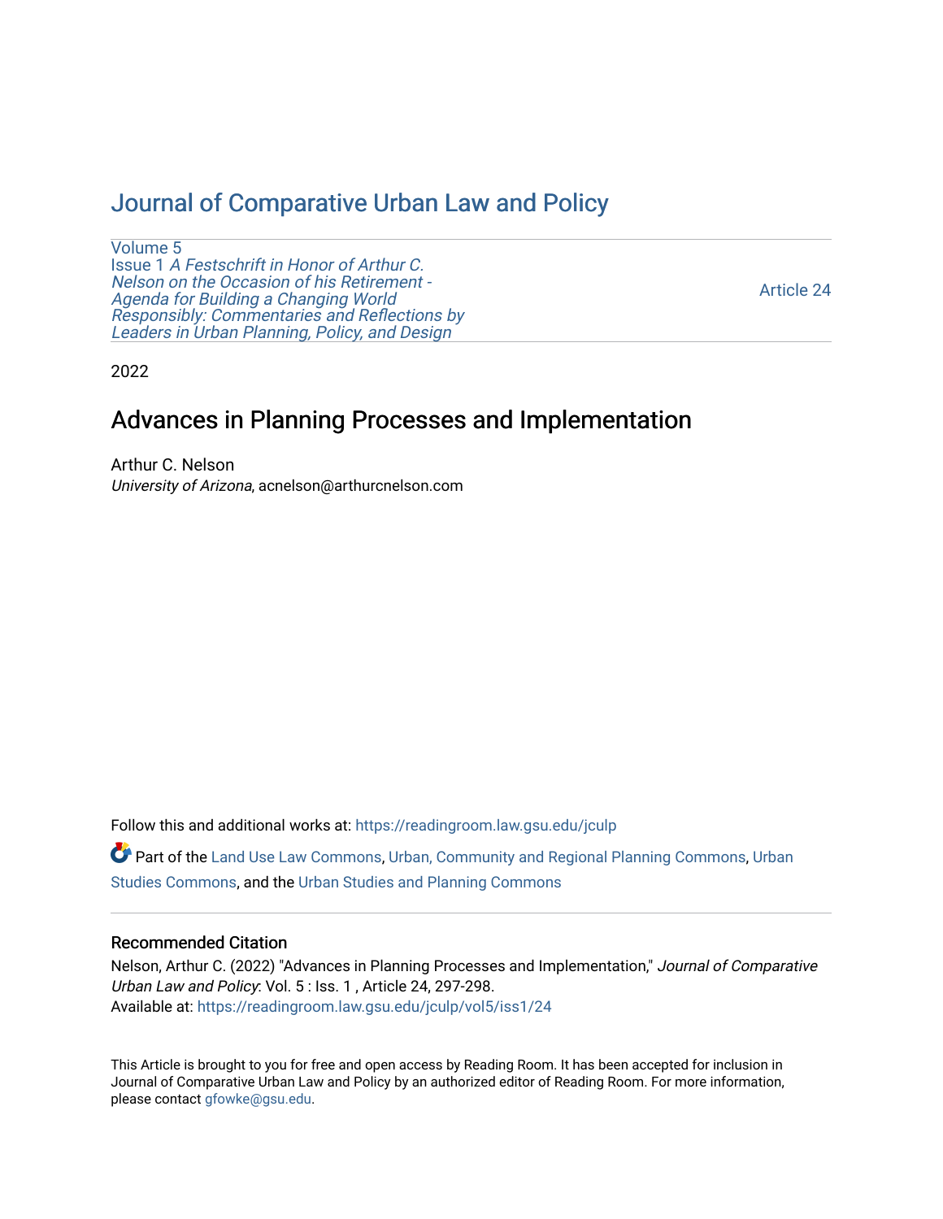# Journal of Comparative Urban Law and Policy

Volume 5
Issue 1 *A Festschrift in Honor of Arthur C. Nelson on the Occasion of his Retirement - Agenda for Building a Changing World Responsibly: Commentaries and Reflections by Leaders in Urban Planning, Policy, and Design*

Article 24

2022

## Advances in Planning Processes and Implementation

Arthur C. Nelson
*University of Arizona*, acnelson@arthurcnelson.com

Follow this and additional works at: https://readingroom.law.gsu.edu/jculp

Part of the Land Use Law Commons, Urban, Community and Regional Planning Commons, Urban Studies Commons, and the Urban Studies and Planning Commons

### Recommended Citation

Nelson, Arthur C. (2022) "Advances in Planning Processes and Implementation," *Journal of Comparative Urban Law and Policy*: Vol. 5 : Iss. 1 , Article 24, 297-298.
Available at: https://readingroom.law.gsu.edu/jculp/vol5/iss1/24

This Article is brought to you for free and open access by Reading Room. It has been accepted for inclusion in Journal of Comparative Urban Law and Policy by an authorized editor of Reading Room. For more information, please contact gfowke@gsu.edu.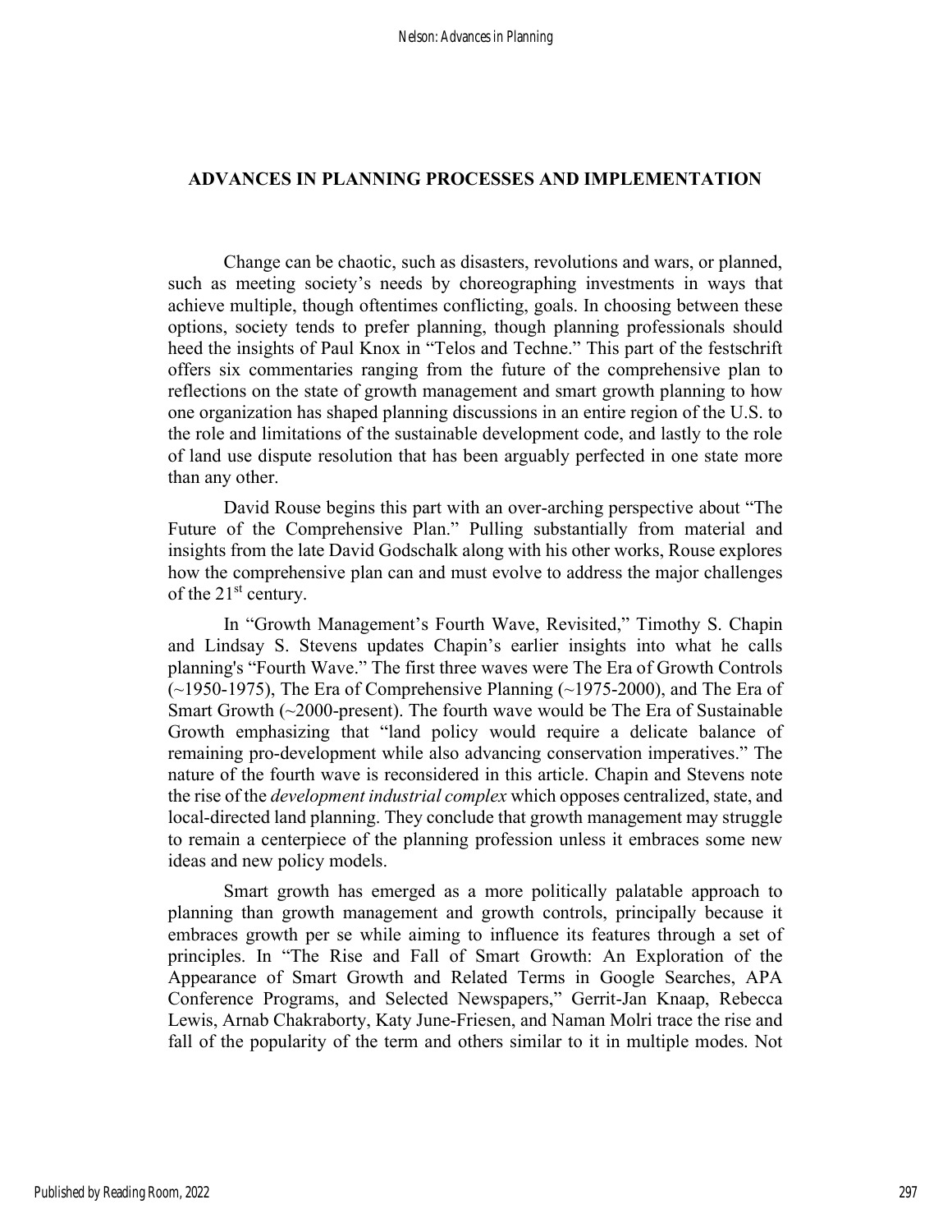## ADVANCES IN PLANNING PROCESSES AND IMPLEMENTATION

Change can be chaotic, such as disasters, revolutions and wars, or planned, such as meeting society's needs by choreographing investments in ways that achieve multiple, though oftentimes conflicting, goals. In choosing between these options, society tends to prefer planning, though planning professionals should heed the insights of Paul Knox in "Telos and Techne." This part of the festschrift offers six commentaries ranging from the future of the comprehensive plan to reflections on the state of growth management and smart growth planning to how one organization has shaped planning discussions in an entire region of the U.S. to the role and limitations of the sustainable development code, and lastly to the role of land use dispute resolution that has been arguably perfected in one state more than any other.

David Rouse begins this part with an over-arching perspective about "The Future of the Comprehensive Plan." Pulling substantially from material and insights from the late David Godschalk along with his other works, Rouse explores how the comprehensive plan can and must evolve to address the major challenges of the 21st century.

In "Growth Management's Fourth Wave, Revisited," Timothy S. Chapin and Lindsay S. Stevens updates Chapin's earlier insights into what he calls planning's "Fourth Wave." The first three waves were The Era of Growth Controls (~1950-1975), The Era of Comprehensive Planning (~1975-2000), and The Era of Smart Growth (~2000-present). The fourth wave would be The Era of Sustainable Growth emphasizing that "land policy would require a delicate balance of remaining pro-development while also advancing conservation imperatives." The nature of the fourth wave is reconsidered in this article. Chapin and Stevens note the rise of the *development industrial complex* which opposes centralized, state, and local-directed land planning. They conclude that growth management may struggle to remain a centerpiece of the planning profession unless it embraces some new ideas and new policy models.

Smart growth has emerged as a more politically palatable approach to planning than growth management and growth controls, principally because it embraces growth per se while aiming to influence its features through a set of principles. In "The Rise and Fall of Smart Growth: An Exploration of the Appearance of Smart Growth and Related Terms in Google Searches, APA Conference Programs, and Selected Newspapers," Gerrit-Jan Knaap, Rebecca Lewis, Arnab Chakraborty, Katy June-Friesen, and Naman Molri trace the rise and fall of the popularity of the term and others similar to it in multiple modes. Not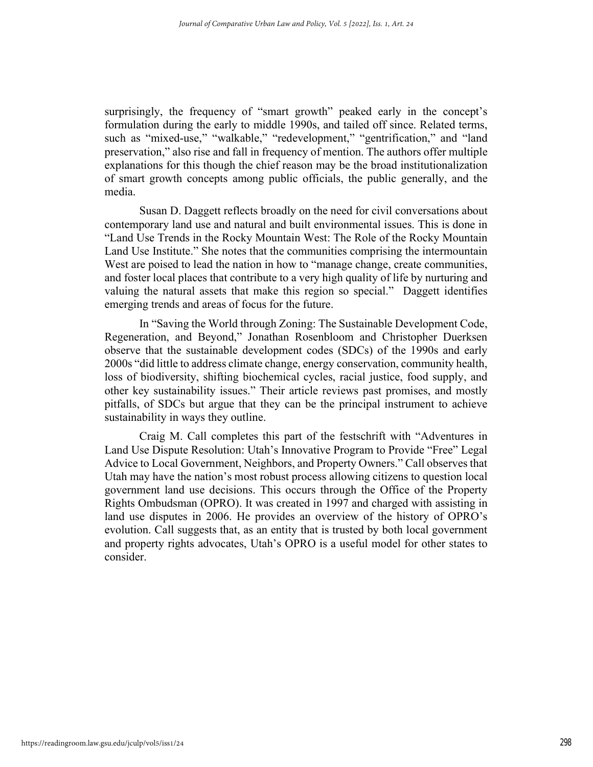surprisingly, the frequency of "smart growth" peaked early in the concept's formulation during the early to middle 1990s, and tailed off since. Related terms, such as "mixed-use," "walkable," "redevelopment," "gentrification," and "land preservation," also rise and fall in frequency of mention. The authors offer multiple explanations for this though the chief reason may be the broad institutionalization of smart growth concepts among public officials, the public generally, and the media.

Susan D. Daggett reflects broadly on the need for civil conversations about contemporary land use and natural and built environmental issues. This is done in "Land Use Trends in the Rocky Mountain West: The Role of the Rocky Mountain Land Use Institute." She notes that the communities comprising the intermountain West are poised to lead the nation in how to "manage change, create communities, and foster local places that contribute to a very high quality of life by nurturing and valuing the natural assets that make this region so special." Daggett identifies emerging trends and areas of focus for the future.

In "Saving the World through Zoning: The Sustainable Development Code, Regeneration, and Beyond," Jonathan Rosenbloom and Christopher Duerksen observe that the sustainable development codes (SDCs) of the 1990s and early 2000s "did little to address climate change, energy conservation, community health, loss of biodiversity, shifting biochemical cycles, racial justice, food supply, and other key sustainability issues." Their article reviews past promises, and mostly pitfalls, of SDCs but argue that they can be the principal instrument to achieve sustainability in ways they outline.

Craig M. Call completes this part of the festschrift with "Adventures in Land Use Dispute Resolution: Utah's Innovative Program to Provide "Free" Legal Advice to Local Government, Neighbors, and Property Owners." Call observes that Utah may have the nation's most robust process allowing citizens to question local government land use decisions. This occurs through the Office of the Property Rights Ombudsman (OPRO). It was created in 1997 and charged with assisting in land use disputes in 2006. He provides an overview of the history of OPRO's evolution. Call suggests that, as an entity that is trusted by both local government and property rights advocates, Utah's OPRO is a useful model for other states to consider.